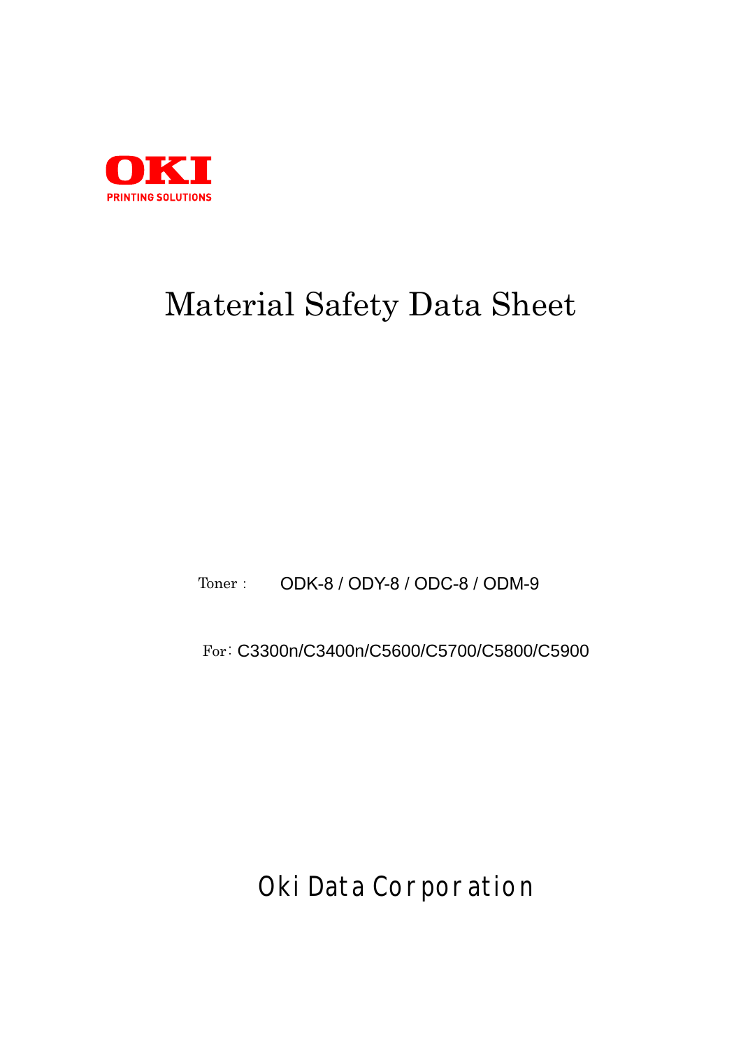OKI
PRINTING SOLUTIONS

# Material Safety Data Sheet

Toner： ODK-8 / ODY-8 / ODC-8 / ODM-9

For：C3300n/C3400n/C5600/C5700/C5800/C5900

Oki Data Corporation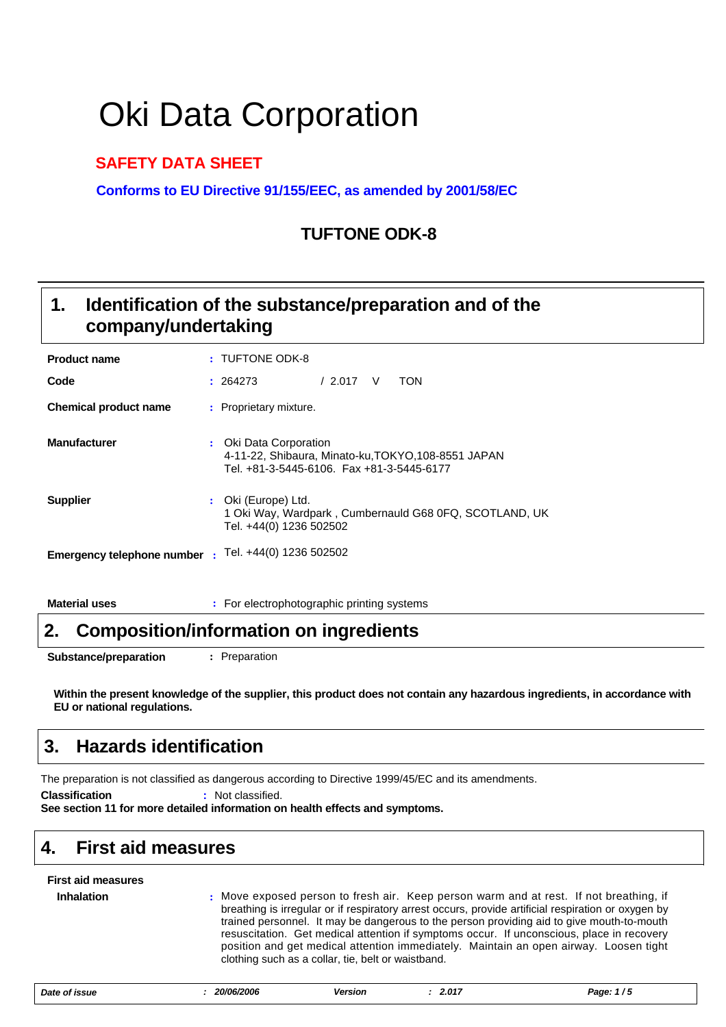# Oki Data Corporation

## SAFETY DATA SHEET

**Conforms to EU Directive 91/155/EEC, as amended by 2001/58/EC**

### TUFTONE ODK-8

## 1. Identification of the substance/preparation and of the company/undertaking

**Product name** : TUFTONE ODK-8

**Code** : 264273 / 2.017 V TON

**Chemical product name** : Proprietary mixture.

**Manufacturer** : Oki Data Corporation
4-11-22, Shibaura, Minato-ku,TOKYO,108-8551 JAPAN
Tel. +81-3-5445-6106. Fax +81-3-5445-6177

**Supplier** : Oki (Europe) Ltd.
1 Oki Way, Wardpark , Cumbernauld G68 0FQ, SCOTLAND, UK
Tel. +44(0) 1236 502502

**Emergency telephone number** : Tel. +44(0) 1236 502502

**Material uses** : For electrophotographic printing systems

## 2. Composition/information on ingredients

**Substance/preparation** : Preparation

**Within the present knowledge of the supplier, this product does not contain any hazardous ingredients, in accordance with EU or national regulations.**

## 3. Hazards identification

The preparation is not classified as dangerous according to Directive 1999/45/EC and its amendments.

**Classification** : Not classified.

**See section 11 for more detailed information on health effects and symptoms.**

## 4. First aid measures

**First aid measures**

**Inhalation** : Move exposed person to fresh air. Keep person warm and at rest. If not breathing, if breathing is irregular or if respiratory arrest occurs, provide artificial respiration or oxygen by trained personnel. It may be dangerous to the person providing aid to give mouth-to-mouth resuscitation. Get medical attention if symptoms occur. If unconscious, place in recovery position and get medical attention immediately. Maintain an open airway. Loosen tight clothing such as a collar, tie, belt or waistband.

*Date of issue : 20/06/2006 Version : 2.017*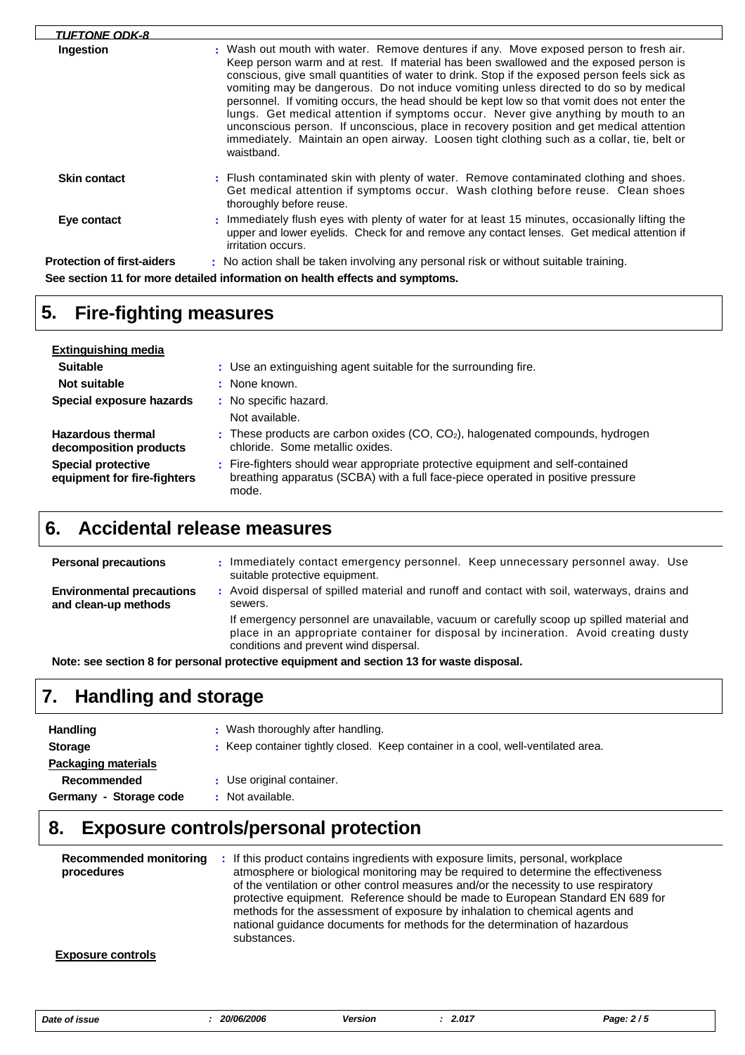| | |
|---|---|
| **Ingestion** | : Wash out mouth with water. Remove dentures if any. Move exposed person to fresh air. Keep person warm and at rest. If material has been swallowed and the exposed person is conscious, give small quantities of water to drink. Stop if the exposed person feels sick as vomiting may be dangerous. Do not induce vomiting unless directed to do so by medical personnel. If vomiting occurs, the head should be kept low so that vomit does not enter the lungs. Get medical attention if symptoms occur. Never give anything by mouth to an unconscious person. If unconscious, place in recovery position and get medical attention immediately. Maintain an open airway. Loosen tight clothing such as a collar, tie, belt or waistband. |
| **Skin contact** | : Flush contaminated skin with plenty of water. Remove contaminated clothing and shoes. Get medical attention if symptoms occur. Wash clothing before reuse. Clean shoes thoroughly before reuse. |
| **Eye contact** | : Immediately flush eyes with plenty of water for at least 15 minutes, occasionally lifting the upper and lower eyelids. Check for and remove any contact lenses. Get medical attention if irritation occurs. |
| **Protection of first-aiders** | : No action shall be taken involving any personal risk or without suitable training. |

**See section 11 for more detailed information on health effects and symptoms.**

## 5. Fire-fighting measures

**Extinguishing media**

| | |
|---|---|
| **Suitable** | : Use an extinguishing agent suitable for the surrounding fire. |
| **Not suitable** | : None known. |
| **Special exposure hazards** | : No specific hazard. Not available. |
| **Hazardous thermal decomposition products** | : These products are carbon oxides (CO, $CO_2$), halogenated compounds, hydrogen chloride. Some metallic oxides. |
| **Special protective equipment for fire-fighters** | : Fire-fighters should wear appropriate protective equipment and self-contained breathing apparatus (SCBA) with a full face-piece operated in positive pressure mode. |

## 6. Accidental release measures

| | |
|---|---|
| **Personal precautions** | : Immediately contact emergency personnel. Keep unnecessary personnel away. Use suitable protective equipment. |
| **Environmental precautions and clean-up methods** | : Avoid dispersal of spilled material and runoff and contact with soil, waterways, drains and sewers. If emergency personnel are unavailable, vacuum or carefully scoop up spilled material and place in an appropriate container for disposal by incineration. Avoid creating dusty conditions and prevent wind dispersal. |

**Note: see section 8 for personal protective equipment and section 13 for waste disposal.**

## 7. Handling and storage

| | |
|---|---|
| **Handling** | : Wash thoroughly after handling. |
| **Storage** | : Keep container tightly closed. Keep container in a cool, well-ventilated area. |

**Packaging materials**

| | |
|---|---|
| **Recommended** | : Use original container. |
| **Germany - Storage code** | : Not available. |

## 8. Exposure controls/personal protection

| | |
|---|---|
| **Recommended monitoring procedures** | : If this product contains ingredients with exposure limits, personal, workplace atmosphere or biological monitoring may be required to determine the effectiveness of the ventilation or other control measures and/or the necessity to use respiratory protective equipment. Reference should be made to European Standard EN 689 for methods for the assessment of exposure by inhalation to chemical agents and national guidance documents for methods for the determination of hazardous substances. |

**Exposure controls**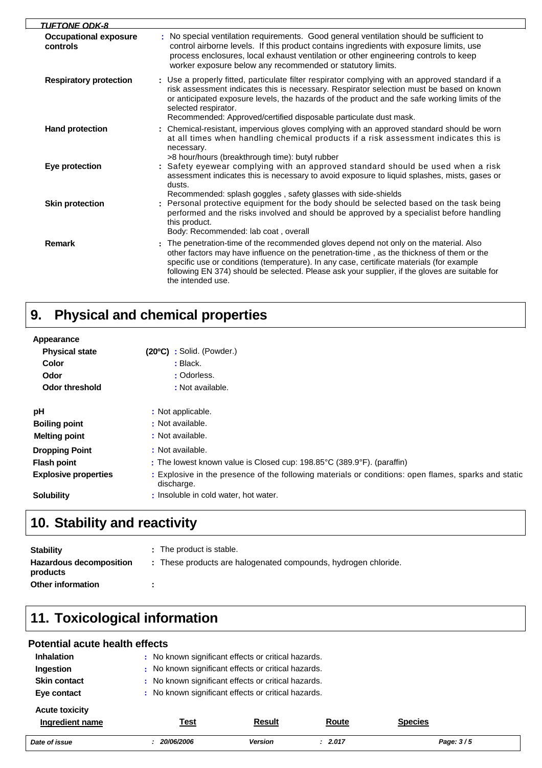| | |
|---|---|
| **Occupational exposure controls** | : No special ventilation requirements. Good general ventilation should be sufficient to control airborne levels. If this product contains ingredients with exposure limits, use process enclosures, local exhaust ventilation or other engineering controls to keep worker exposure below any recommended or statutory limits. |
| **Respiratory protection** | : Use a properly fitted, particulate filter respirator complying with an approved standard if a risk assessment indicates this is necessary. Respirator selection must be based on known or anticipated exposure levels, the hazards of the product and the safe working limits of the selected respirator. Recommended: Approved/certified disposable particulate dust mask. |
| **Hand protection** | : Chemical-resistant, impervious gloves complying with an approved standard should be worn at all times when handling chemical products if a risk assessment indicates this is necessary. >8 hour/hours (breakthrough time): butyl rubber |
| **Eye protection** | : Safety eyewear complying with an approved standard should be used when a risk assessment indicates this is necessary to avoid exposure to liquid splashes, mists, gases or dusts. Recommended: splash goggles , safety glasses with side-shields |
| **Skin protection** | : Personal protective equipment for the body should be selected based on the task being performed and the risks involved and should be approved by a specialist before handling this product. Body: Recommended: lab coat , overall |
| **Remark** | : The penetration-time of the recommended gloves depend not only on the material. Also other factors may have influence on the penetration-time , as the thickness of them or the specific use or conditions (temperature). In any case, certificate materials (for example following EN 374) should be selected. Please ask your supplier, if the gloves are suitable for the intended use. |

# 9. Physical and chemical properties

**Appearance**

| | |
|---|---|
| **Physical state** (20ºC) | : Solid. (Powder.) |
| **Color** | : Black. |
| **Odor** | : Odorless. |
| **Odor threshold** | : Not available. |
| **pH** | : Not applicable. |
| **Boiling point** | : Not available. |
| **Melting point** | : Not available. |
| **Dropping Point** | : Not available. |
| **Flash point** | : The lowest known value is Closed cup: 198.85°C (389.9°F). (paraffin) |
| **Explosive properties** | : Explosive in the presence of the following materials or conditions: open flames, sparks and static discharge. |
| **Solubility** | : Insoluble in cold water, hot water. |

# 10. Stability and reactivity

| | |
|---|---|
| **Stability** | : The product is stable. |
| **Hazardous decomposition products** | : These products are halogenated compounds, hydrogen chloride. |
| **Other information** | : |

# 11. Toxicological information

## Potential acute health effects

| | |
|---|---|
| **Inhalation** | : No known significant effects or critical hazards. |
| **Ingestion** | : No known significant effects or critical hazards. |
| **Skin contact** | : No known significant effects or critical hazards. |
| **Eye contact** | : No known significant effects or critical hazards. |

**Acute toxicity**

| Ingredient name | Test | Result | Route | Species |
|---|---|---|---|---|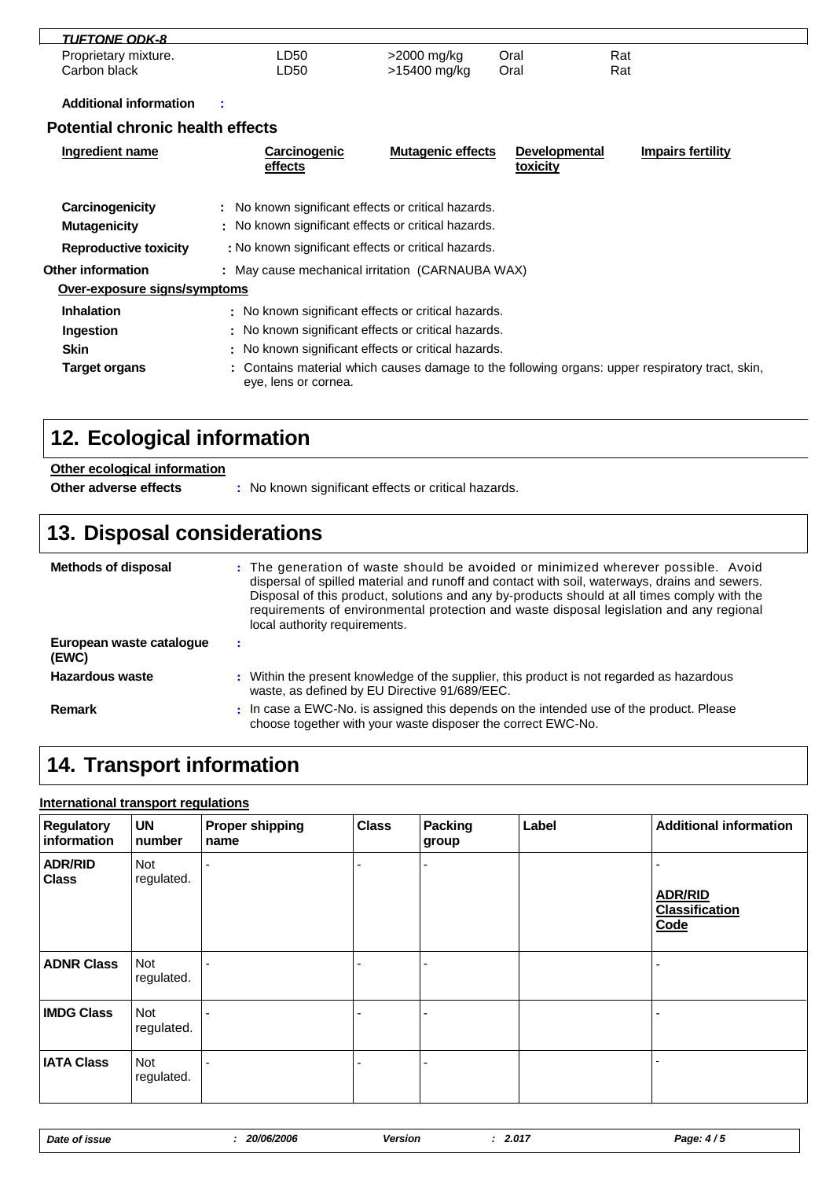| TUFTONE ODK-8 | | | | |
|---|---|---|---|---|
| Proprietary mixture. | LD50 | >2000 mg/kg | Oral | Rat |
| Carbon black | LD50 | >15400 mg/kg | Oral | Rat |

**Additional information** :

### Potential chronic health effects

| Ingredient name | Carcinogenic effects | Mutagenic effects | Developmental toxicity | Impairs fertility |
|---|---|---|---|---|

**Carcinogenicity** : No known significant effects or critical hazards.

**Mutagenicity** : No known significant effects or critical hazards.

**Reproductive toxicity** : No known significant effects or critical hazards.

**Other information** : May cause mechanical irritation (CARNAUBA WAX)

**Over-exposure signs/symptoms**

**Inhalation** : No known significant effects or critical hazards.

**Ingestion** : No known significant effects or critical hazards.

**Skin** : No known significant effects or critical hazards.

**Target organs** : Contains material which causes damage to the following organs: upper respiratory tract, skin, eye, lens or cornea.

## 12. Ecological information

**Other ecological information**

**Other adverse effects** : No known significant effects or critical hazards.

## 13. Disposal considerations

**Methods of disposal** : The generation of waste should be avoided or minimized wherever possible. Avoid dispersal of spilled material and runoff and contact with soil, waterways, drains and sewers. Disposal of this product, solutions and any by-products should at all times comply with the requirements of environmental protection and waste disposal legislation and any regional local authority requirements.

**European waste catalogue (EWC)** :

**Hazardous waste** : Within the present knowledge of the supplier, this product is not regarded as hazardous waste, as defined by EU Directive 91/689/EEC.

**Remark** : In case a EWC-No. is assigned this depends on the intended use of the product. Please choose together with your waste disposer the correct EWC-No.

## 14. Transport information

**International transport regulations**

| Regulatory information | UN number | Proper shipping name | Class | Packing group | Label | Additional information |
|---|---|---|---|---|---|---|
| **ADR/RID Class** | Not regulated. | - | - | - | | - **ADR/RID Classification Code** |
| **ADNR Class** | Not regulated. | - | - | - | | - |
| **IMDG Class** | Not regulated. | - | - | - | | - |
| **IATA Class** | Not regulated. | - | - | - | | - |

*Date of issue : 20/06/2006 Version : 2.017*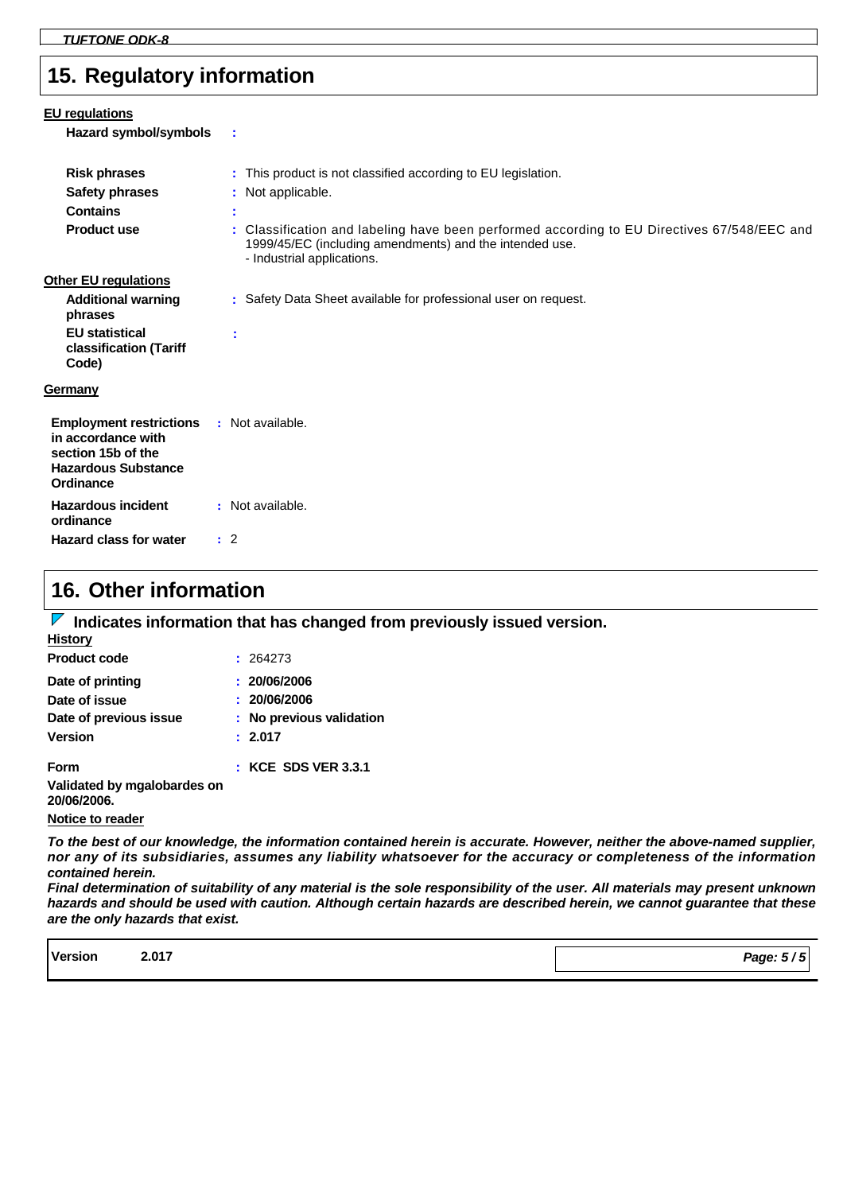## 15. Regulatory information

**EU regulations**

**Hazard symbol/symbols** :

**Risk phrases** : This product is not classified according to EU legislation.

**Safety phrases** : Not applicable.

**Contains** :

**Product use** : Classification and labeling have been performed according to EU Directives 67/548/EEC and 1999/45/EC (including amendments) and the intended use.
- Industrial applications.

**Other EU regulations**

**Additional warning phrases** : Safety Data Sheet available for professional user on request.

**EU statistical classification (Tariff Code)** :

**Germany**

**Employment restrictions in accordance with section 15b of the Hazardous Substance Ordinance** : Not available.

**Hazardous incident ordinance** : Not available.

**Hazard class for water** : 2

## 16. Other information

**Indicates information that has changed from previously issued version.**

**History**

**Product code** : 264273

**Date of printing** : **20/06/2006**

**Date of issue** : **20/06/2006**

**Date of previous issue** : **No previous validation**

**Version** : **2.017**

**Form** : **KCE SDS VER 3.3.1**

**Validated by mgalobardes on 20/06/2006.**

**Notice to reader**

***To the best of our knowledge, the information contained herein is accurate. However, neither the above-named supplier, nor any of its subsidiaries, assumes any liability whatsoever for the accuracy or completeness of the information contained herein.***

***Final determination of suitability of any material is the sole responsibility of the user. All materials may present unknown hazards and should be used with caution. Although certain hazards are described herein, we cannot guarantee that these are the only hazards that exist.***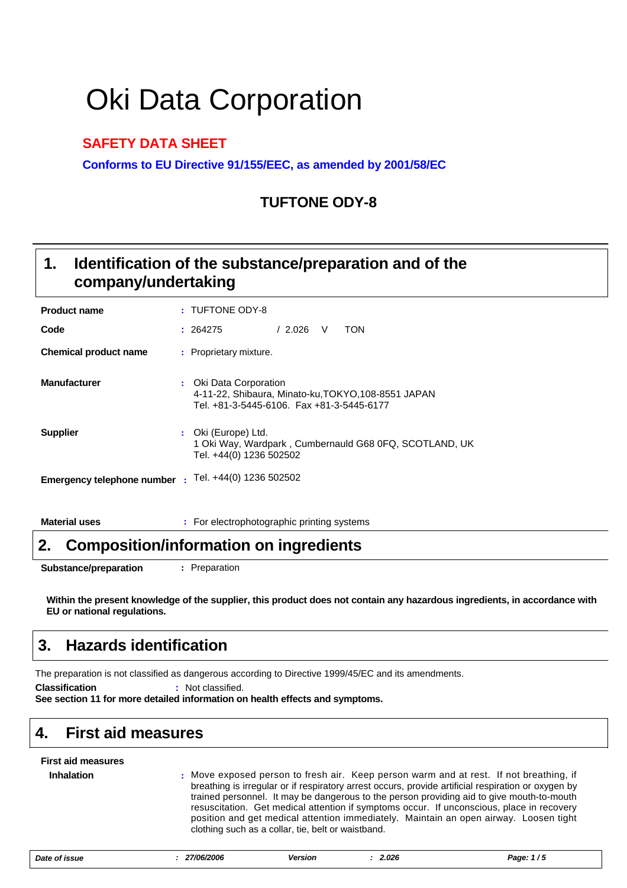# Oki Data Corporation

## SAFETY DATA SHEET

**Conforms to EU Directive 91/155/EEC, as amended by 2001/58/EC**

### TUFTONE ODY-8

## 1. Identification of the substance/preparation and of the company/undertaking

| | |
|---|---|
| **Product name** | : TUFTONE ODY-8 |
| **Code** | : 264275 / 2.026 V TON |
| **Chemical product name** | : Proprietary mixture. |
| **Manufacturer** | : Oki Data Corporation<br>4-11-22, Shibaura, Minato-ku,TOKYO,108-8551 JAPAN<br>Tel. +81-3-5445-6106. Fax +81-3-5445-6177 |
| **Supplier** | : Oki (Europe) Ltd.<br>1 Oki Way, Wardpark , Cumbernauld G68 0FQ, SCOTLAND, UK<br>Tel. +44(0) 1236 502502 |
| **Emergency telephone number** | : Tel. +44(0) 1236 502502 |
| **Material uses** | : For electrophotographic printing systems |

## 2. Composition/information on ingredients

**Substance/preparation** : Preparation

**Within the present knowledge of the supplier, this product does not contain any hazardous ingredients, in accordance with EU or national regulations.**

## 3. Hazards identification

The preparation is not classified as dangerous according to Directive 1999/45/EC and its amendments.

**Classification** : Not classified.

**See section 11 for more detailed information on health effects and symptoms.**

## 4. First aid measures

**First aid measures**

**Inhalation** : Move exposed person to fresh air. Keep person warm and at rest. If not breathing, if breathing is irregular or if respiratory arrest occurs, provide artificial respiration or oxygen by trained personnel. It may be dangerous to the person providing aid to give mouth-to-mouth resuscitation. Get medical attention if symptoms occur. If unconscious, place in recovery position and get medical attention immediately. Maintain an open airway. Loosen tight clothing such as a collar, tie, belt or waistband.

*Date of issue : 27/06/2006 Version : 2.026*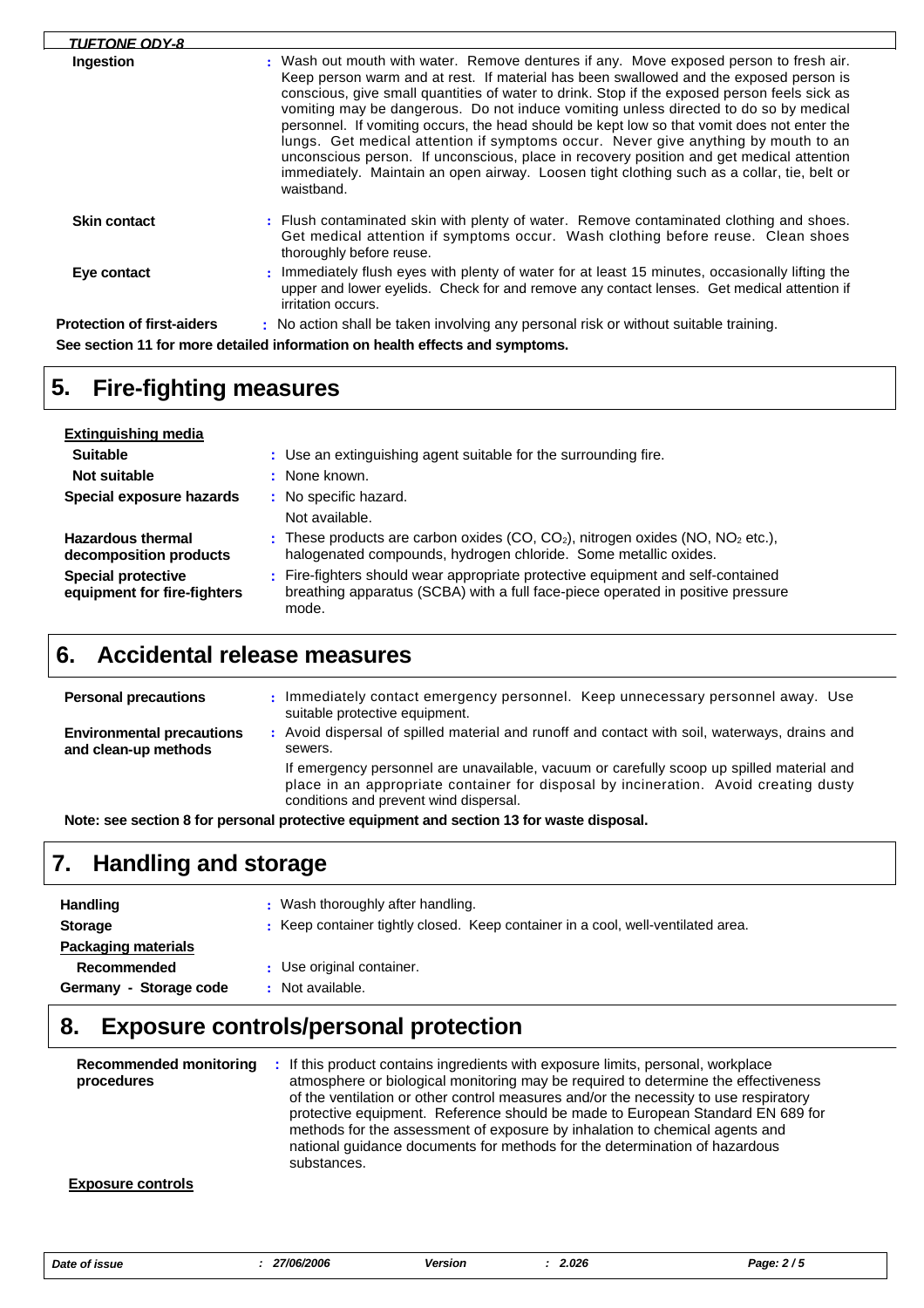**Ingestion** : Wash out mouth with water. Remove dentures if any. Move exposed person to fresh air. Keep person warm and at rest. If material has been swallowed and the exposed person is conscious, give small quantities of water to drink. Stop if the exposed person feels sick as vomiting may be dangerous. Do not induce vomiting unless directed to do so by medical personnel. If vomiting occurs, the head should be kept low so that vomit does not enter the lungs. Get medical attention if symptoms occur. Never give anything by mouth to an unconscious person. If unconscious, place in recovery position and get medical attention immediately. Maintain an open airway. Loosen tight clothing such as a collar, tie, belt or waistband.

**Skin contact** : Flush contaminated skin with plenty of water. Remove contaminated clothing and shoes. Get medical attention if symptoms occur. Wash clothing before reuse. Clean shoes thoroughly before reuse.

**Eye contact** : Immediately flush eyes with plenty of water for at least 15 minutes, occasionally lifting the upper and lower eyelids. Check for and remove any contact lenses. Get medical attention if irritation occurs.

**Protection of first-aiders** : No action shall be taken involving any personal risk or without suitable training.

**See section 11 for more detailed information on health effects and symptoms.**

## 5. Fire-fighting measures

**Extinguishing media**

**Suitable** : Use an extinguishing agent suitable for the surrounding fire.

**Not suitable** : None known.

**Special exposure hazards** : No specific hazard.
Not available.

**Hazardous thermal decomposition products** : These products are carbon oxides ($CO$, $CO_2$), nitrogen oxides ($NO$, $NO_2$ etc.), halogenated compounds, hydrogen chloride. Some metallic oxides.

**Special protective equipment for fire-fighters** : Fire-fighters should wear appropriate protective equipment and self-contained breathing apparatus (SCBA) with a full face-piece operated in positive pressure mode.

## 6. Accidental release measures

**Personal precautions** : Immediately contact emergency personnel. Keep unnecessary personnel away. Use suitable protective equipment.

**Environmental precautions and clean-up methods** : Avoid dispersal of spilled material and runoff and contact with soil, waterways, drains and sewers.
If emergency personnel are unavailable, vacuum or carefully scoop up spilled material and place in an appropriate container for disposal by incineration. Avoid creating dusty conditions and prevent wind dispersal.

**Note: see section 8 for personal protective equipment and section 13 for waste disposal.**

## 7. Handling and storage

**Handling** : Wash thoroughly after handling.

**Storage** : Keep container tightly closed. Keep container in a cool, well-ventilated area.

**Packaging materials**

**Recommended** : Use original container.

**Germany - Storage code** : Not available.

## 8. Exposure controls/personal protection

**Recommended monitoring procedures** : If this product contains ingredients with exposure limits, personal, workplace atmosphere or biological monitoring may be required to determine the effectiveness of the ventilation or other control measures and/or the necessity to use respiratory protective equipment. Reference should be made to European Standard EN 689 for methods for the assessment of exposure by inhalation to chemical agents and national guidance documents for methods for the determination of hazardous substances.

**Exposure controls**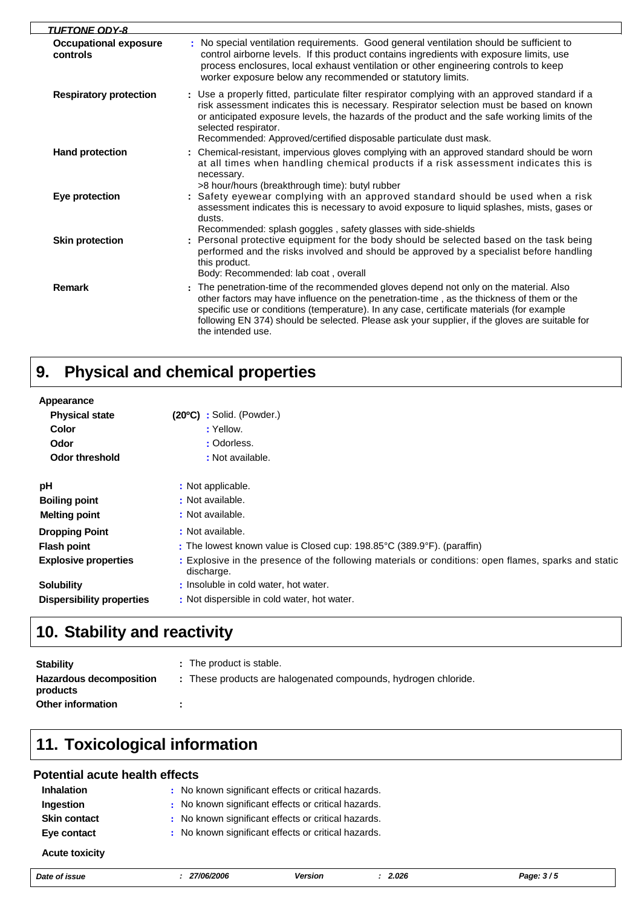| | |
|---|---|
| **Occupational exposure controls** | : No special ventilation requirements. Good general ventilation should be sufficient to control airborne levels. If this product contains ingredients with exposure limits, use process enclosures, local exhaust ventilation or other engineering controls to keep worker exposure below any recommended or statutory limits. |
| **Respiratory protection** | : Use a properly fitted, particulate filter respirator complying with an approved standard if a risk assessment indicates this is necessary. Respirator selection must be based on known or anticipated exposure levels, the hazards of the product and the safe working limits of the selected respirator. Recommended: Approved/certified disposable particulate dust mask. |
| **Hand protection** | : Chemical-resistant, impervious gloves complying with an approved standard should be worn at all times when handling chemical products if a risk assessment indicates this is necessary. >8 hour/hours (breakthrough time): butyl rubber |
| **Eye protection** | : Safety eyewear complying with an approved standard should be used when a risk assessment indicates this is necessary to avoid exposure to liquid splashes, mists, gases or dusts. Recommended: splash goggles , safety glasses with side-shields |
| **Skin protection** | : Personal protective equipment for the body should be selected based on the task being performed and the risks involved and should be approved by a specialist before handling this product. Body: Recommended: lab coat , overall |
| **Remark** | : The penetration-time of the recommended gloves depend not only on the material. Also other factors may have influence on the penetration-time , as the thickness of them or the specific use or conditions (temperature). In any case, certificate materials (for example following EN 374) should be selected. Please ask your supplier, if the gloves are suitable for the intended use. |

# 9. Physical and chemical properties

**Appearance**

| | | |
|---|---|---|
| **Physical state** | **(20ºC)** | : Solid. (Powder.) |
| **Color** | | : Yellow. |
| **Odor** | | : Odorless. |
| **Odor threshold** | | : Not available. |

| | |
|---|---|
| **pH** | : Not applicable. |
| **Boiling point** | : Not available. |
| **Melting point** | : Not available. |
| **Dropping Point** | : Not available. |
| **Flash point** | : The lowest known value is Closed cup: 198.85°C (389.9°F). (paraffin) |
| **Explosive properties** | : Explosive in the presence of the following materials or conditions: open flames, sparks and static discharge. |
| **Solubility** | : Insoluble in cold water, hot water. |
| **Dispersibility properties** | : Not dispersible in cold water, hot water. |

# 10. Stability and reactivity

| | |
|---|---|
| **Stability** | : The product is stable. |
| **Hazardous decomposition products** | : These products are halogenated compounds, hydrogen chloride. |
| **Other information** | : |

# 11. Toxicological information

## Potential acute health effects

| | |
|---|---|
| **Inhalation** | : No known significant effects or critical hazards. |
| **Ingestion** | : No known significant effects or critical hazards. |
| **Skin contact** | : No known significant effects or critical hazards. |
| **Eye contact** | : No known significant effects or critical hazards. |

**Acute toxicity**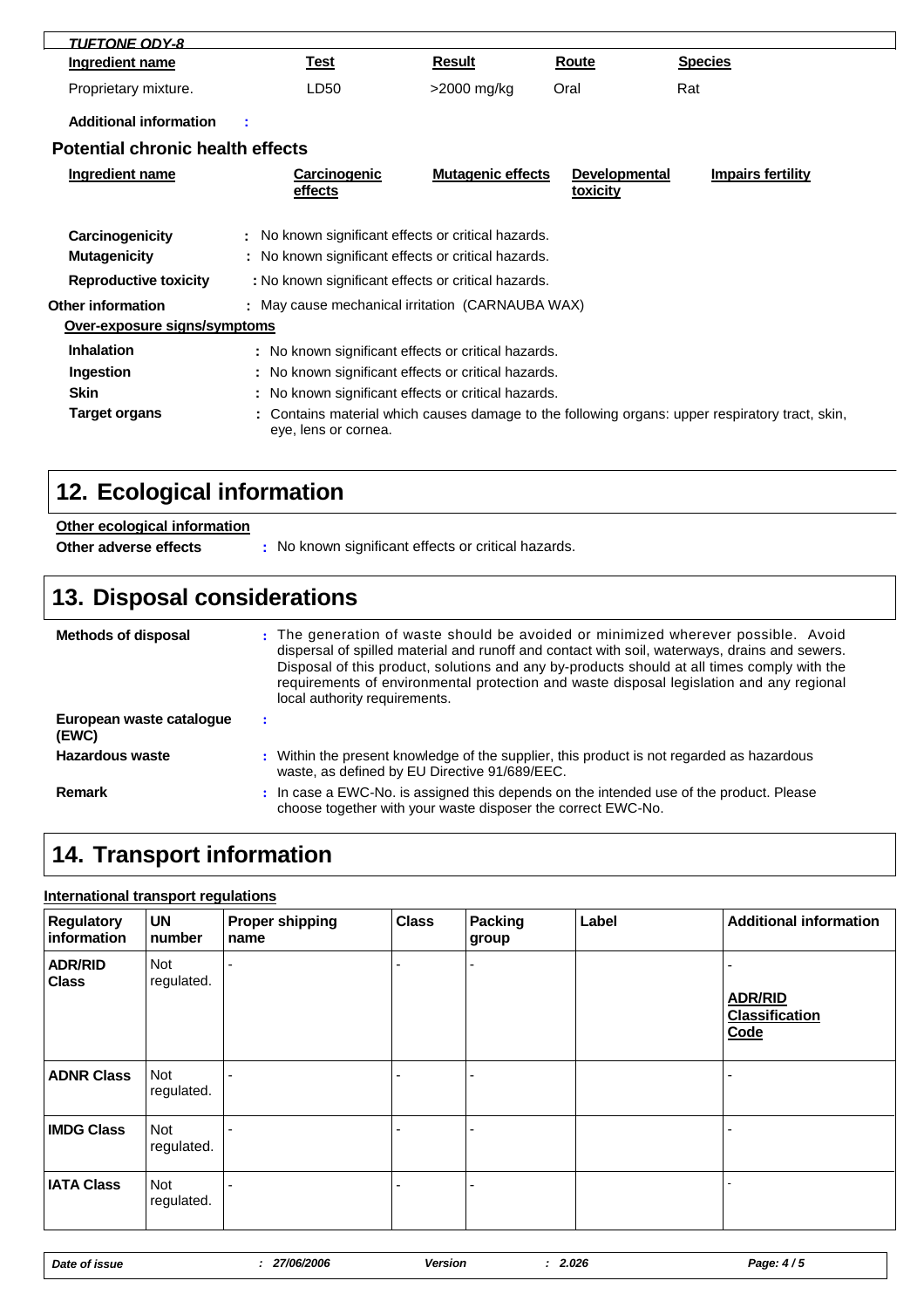*TUFTONE ODY-8*

| Ingredient name | Test | Result | Route | Species |
|---|---|---|---|---|
| Proprietary mixture. | LD50 | >2000 mg/kg | Oral | Rat |

**Additional information** :

### Potential chronic health effects

| Ingredient name | Carcinogenic effects | Mutagenic effects | Developmental toxicity | Impairs fertility |
|---|---|---|---|---|

**Carcinogenicity** : No known significant effects or critical hazards.

**Mutagenicity** : No known significant effects or critical hazards.

**Reproductive toxicity** : No known significant effects or critical hazards.

**Other information** : May cause mechanical irritation (CARNAUBA WAX)

**Over-exposure signs/symptoms**

**Inhalation** : No known significant effects or critical hazards.

**Ingestion** : No known significant effects or critical hazards.

**Skin** : No known significant effects or critical hazards.

**Target organs** : Contains material which causes damage to the following organs: upper respiratory tract, skin, eye, lens or cornea.

## 12. Ecological information

**Other ecological information**

**Other adverse effects** : No known significant effects or critical hazards.

## 13. Disposal considerations

**Methods of disposal** : The generation of waste should be avoided or minimized wherever possible. Avoid dispersal of spilled material and runoff and contact with soil, waterways, drains and sewers. Disposal of this product, solutions and any by-products should at all times comply with the requirements of environmental protection and waste disposal legislation and any regional local authority requirements.

**European waste catalogue (EWC)** :

**Hazardous waste** : Within the present knowledge of the supplier, this product is not regarded as hazardous waste, as defined by EU Directive 91/689/EEC.

**Remark** : In case a EWC-No. is assigned this depends on the intended use of the product. Please choose together with your waste disposer the correct EWC-No.

## 14. Transport information

**International transport regulations**

| Regulatory information | UN number | Proper shipping name | Class | Packing group | Label | Additional information |
|---|---|---|---|---|---|---|
| **ADR/RID Class** | Not regulated. | - | - | - | | - **ADR/RID Classification Code** |
| **ADNR Class** | Not regulated. | - | - | - | | - |
| **IMDG Class** | Not regulated. | - | - | - | | - |
| **IATA Class** | Not regulated. | - | - | - | | - |

*Date of issue : 27/06/2006 Version : 2.026*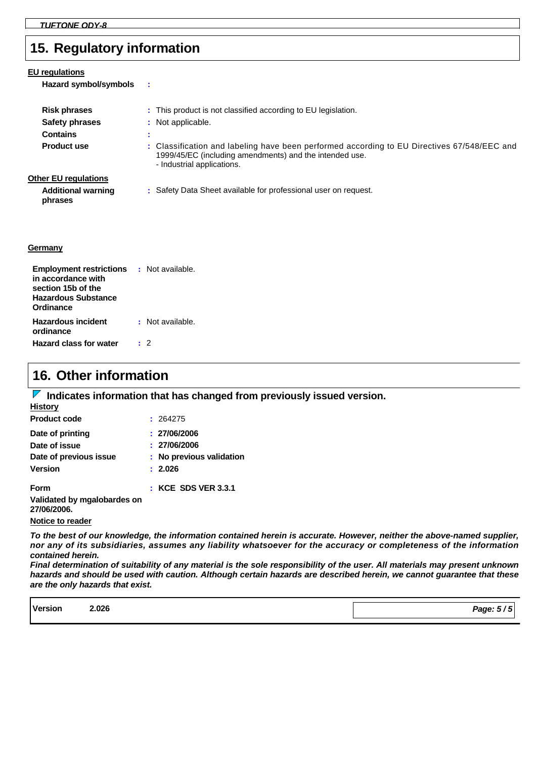## 15. Regulatory information

**EU regulations**

**Hazard symbol/symbols** :

**Risk phrases** : This product is not classified according to EU legislation.

**Safety phrases** : Not applicable.

**Contains** :

**Product use** : Classification and labeling have been performed according to EU Directives 67/548/EEC and 1999/45/EC (including amendments) and the intended use.
- Industrial applications.

**Other EU regulations**

**Additional warning phrases** : Safety Data Sheet available for professional user on request.

**Germany**

**Employment restrictions in accordance with section 15b of the Hazardous Substance Ordinance** : Not available.

**Hazardous incident ordinance** : Not available.

**Hazard class for water** : 2

## 16. Other information

**Indicates information that has changed from previously issued version.**

**History**

**Product code** : 264275

**Date of printing** : **27/06/2006**

**Date of issue** : **27/06/2006**

**Date of previous issue** : **No previous validation**

**Version** : **2.026**

**Form** : **KCE SDS VER 3.3.1**

**Validated by mgalobardes on 27/06/2006.**

**Notice to reader**

***To the best of our knowledge, the information contained herein is accurate. However, neither the above-named supplier, nor any of its subsidiaries, assumes any liability whatsoever for the accuracy or completeness of the information contained herein.***

***Final determination of suitability of any material is the sole responsibility of the user. All materials may present unknown hazards and should be used with caution. Although certain hazards are described herein, we cannot guarantee that these are the only hazards that exist.***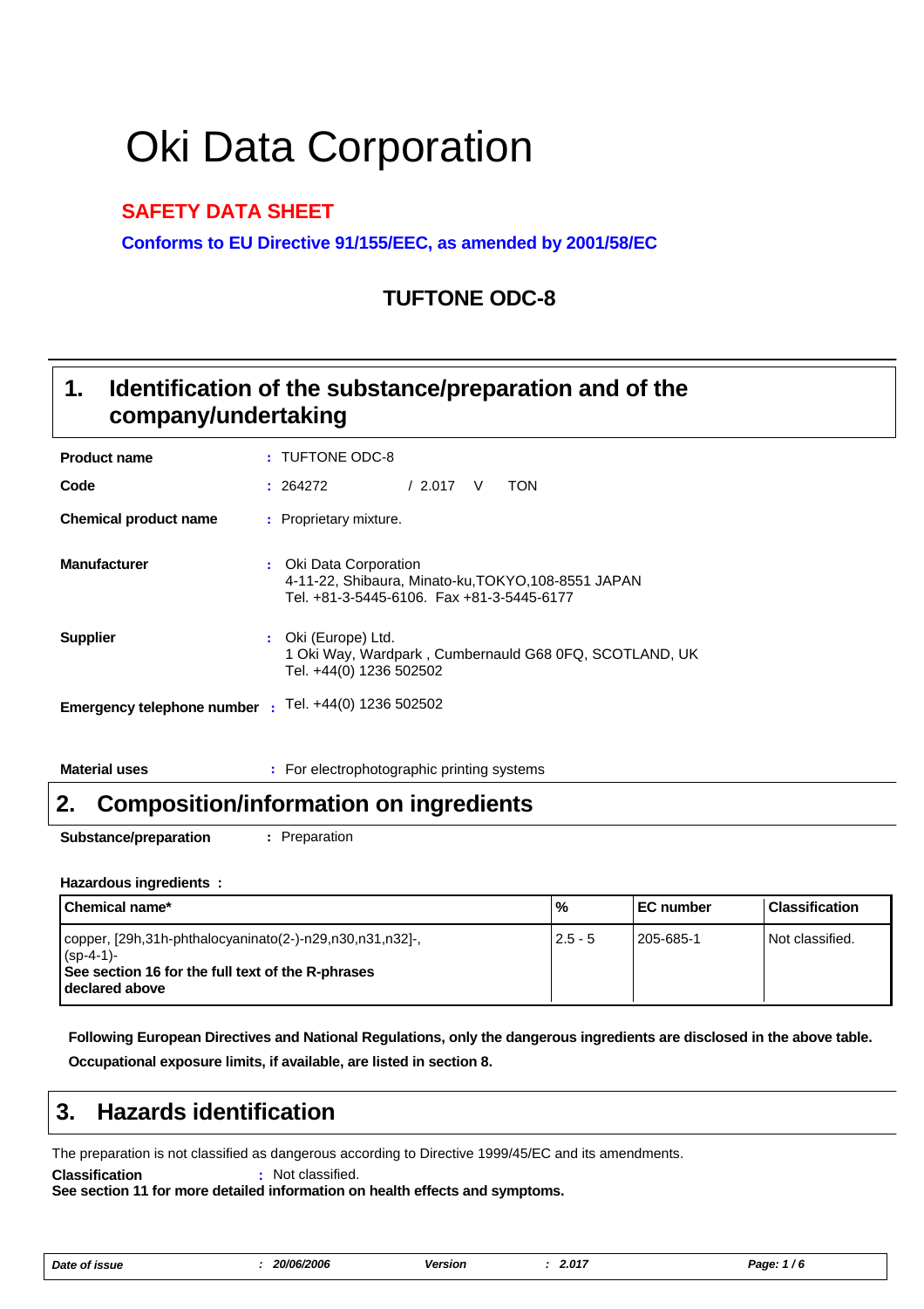# Oki Data Corporation

**SAFETY DATA SHEET**

**Conforms to EU Directive 91/155/EEC, as amended by 2001/58/EC**

## TUFTONE ODC-8

## 1. Identification of the substance/preparation and of the company/undertaking

**Product name** : TUFTONE ODC-8

**Code** : 264272 / 2.017 V TON

**Chemical product name** : Proprietary mixture.

**Manufacturer** : Oki Data Corporation
4-11-22, Shibaura, Minato-ku,TOKYO,108-8551 JAPAN
Tel. +81-3-5445-6106. Fax +81-3-5445-6177

**Supplier** : Oki (Europe) Ltd.
1 Oki Way, Wardpark , Cumbernauld G68 0FQ, SCOTLAND, UK
Tel. +44(0) 1236 502502

**Emergency telephone number** : Tel. +44(0) 1236 502502

**Material uses** : For electrophotographic printing systems

## 2. Composition/information on ingredients

**Substance/preparation** : Preparation

**Hazardous ingredients :**

| Chemical name* | % | EC number | Classification |
|---|---|---|---|
| copper, [29h,31h-phthalocyaninato(2-)-n29,n30,n31,n32]-, (sp-4-1)- **See section 16 for the full text of the R-phrases declared above** | 2.5 - 5 | 205-685-1 | Not classified. |

**Following European Directives and National Regulations, only the dangerous ingredients are disclosed in the above table.**

**Occupational exposure limits, if available, are listed in section 8.**

## 3. Hazards identification

The preparation is not classified as dangerous according to Directive 1999/45/EC and its amendments.

**Classification** : Not classified.

**See section 11 for more detailed information on health effects and symptoms.**

| *Date of issue* | *: 20/06/2006* | *Version* | *: 2.017* |
|---|---|---|---|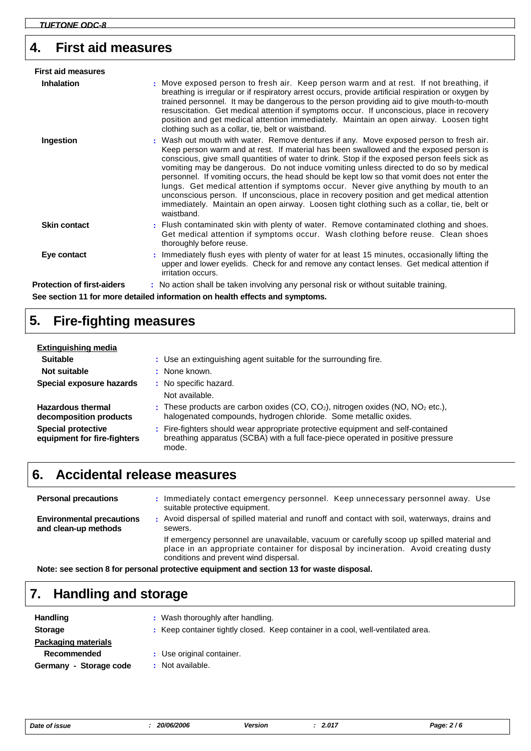## 4. First aid measures

**First aid measures**

| | |
|---|---|
| **Inhalation** | : Move exposed person to fresh air. Keep person warm and at rest. If not breathing, if breathing is irregular or if respiratory arrest occurs, provide artificial respiration or oxygen by trained personnel. It may be dangerous to the person providing aid to give mouth-to-mouth resuscitation. Get medical attention if symptoms occur. If unconscious, place in recovery position and get medical attention immediately. Maintain an open airway. Loosen tight clothing such as a collar, tie, belt or waistband. |
| **Ingestion** | : Wash out mouth with water. Remove dentures if any. Move exposed person to fresh air. Keep person warm and at rest. If material has been swallowed and the exposed person is conscious, give small quantities of water to drink. Stop if the exposed person feels sick as vomiting may be dangerous. Do not induce vomiting unless directed to do so by medical personnel. If vomiting occurs, the head should be kept low so that vomit does not enter the lungs. Get medical attention if symptoms occur. Never give anything by mouth to an unconscious person. If unconscious, place in recovery position and get medical attention immediately. Maintain an open airway. Loosen tight clothing such as a collar, tie, belt or waistband. |
| **Skin contact** | : Flush contaminated skin with plenty of water. Remove contaminated clothing and shoes. Get medical attention if symptoms occur. Wash clothing before reuse. Clean shoes thoroughly before reuse. |
| **Eye contact** | : Immediately flush eyes with plenty of water for at least 15 minutes, occasionally lifting the upper and lower eyelids. Check for and remove any contact lenses. Get medical attention if irritation occurs. |
| **Protection of first-aiders** | : No action shall be taken involving any personal risk or without suitable training. |

**See section 11 for more detailed information on health effects and symptoms.**

## 5. Fire-fighting measures

**Extinguishing media**

| | |
|---|---|
| **Suitable** | : Use an extinguishing agent suitable for the surrounding fire. |
| **Not suitable** | : None known. |
| **Special exposure hazards** | : No specific hazard. Not available. |
| **Hazardous thermal decomposition products** | : These products are carbon oxides (CO, $CO_2$), nitrogen oxides (NO, $NO_2$ etc.), halogenated compounds, hydrogen chloride. Some metallic oxides. |
| **Special protective equipment for fire-fighters** | : Fire-fighters should wear appropriate protective equipment and self-contained breathing apparatus (SCBA) with a full face-piece operated in positive pressure mode. |

## 6. Accidental release measures

| | |
|---|---|
| **Personal precautions** | : Immediately contact emergency personnel. Keep unnecessary personnel away. Use suitable protective equipment. |
| **Environmental precautions and clean-up methods** | : Avoid dispersal of spilled material and runoff and contact with soil, waterways, drains and sewers. If emergency personnel are unavailable, vacuum or carefully scoop up spilled material and place in an appropriate container for disposal by incineration. Avoid creating dusty conditions and prevent wind dispersal. |

**Note: see section 8 for personal protective equipment and section 13 for waste disposal.**

## 7. Handling and storage

| | |
|---|---|
| **Handling** | : Wash thoroughly after handling. |
| **Storage** | : Keep container tightly closed. Keep container in a cool, well-ventilated area. |

**Packaging materials**

| | |
|---|---|
| **Recommended** | : Use original container. |
| **Germany - Storage code** | : Not available. |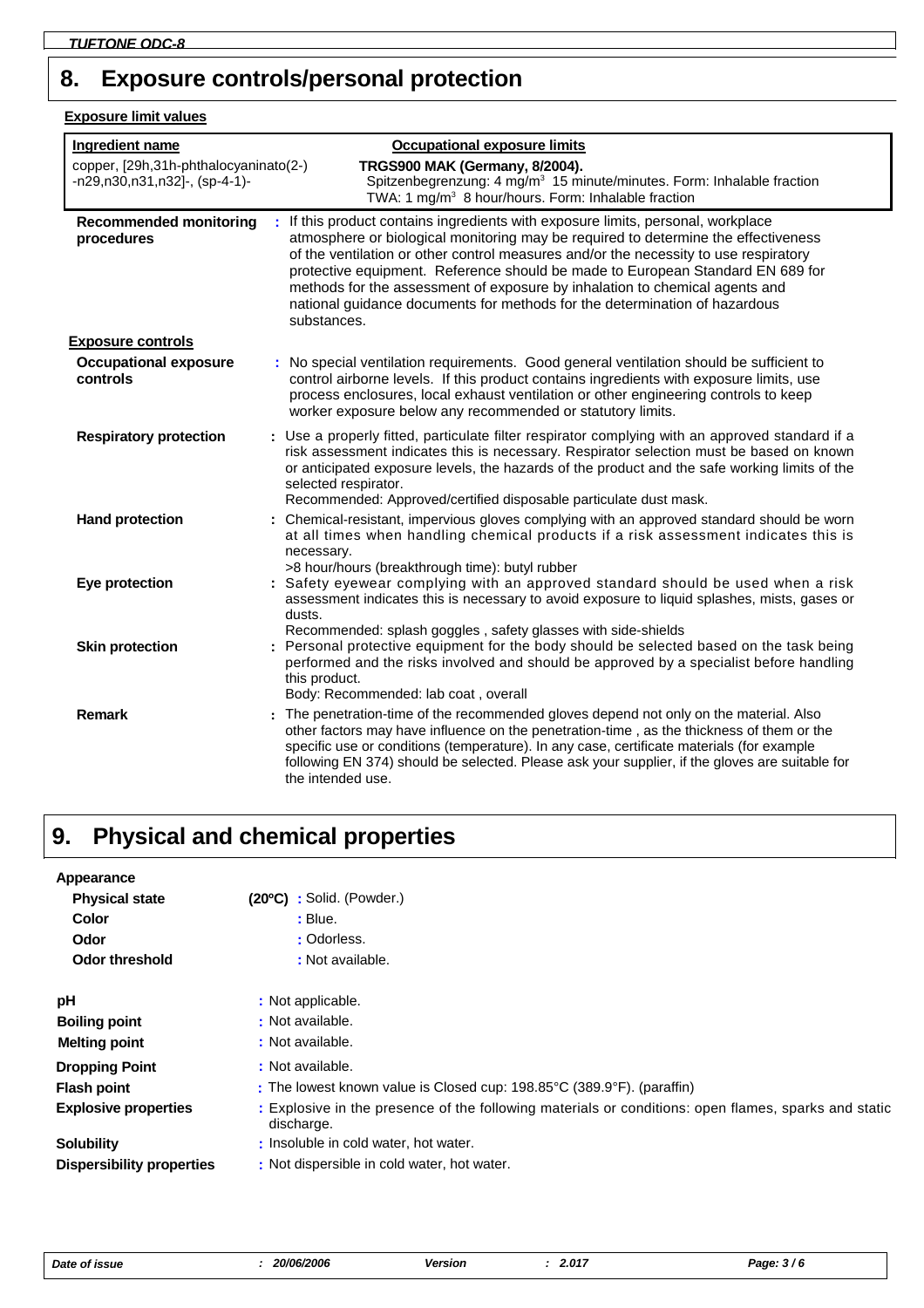## 8. Exposure controls/personal protection

**Exposure limit values**

| Ingredient name | Occupational exposure limits |
|---|---|
| copper, [29h,31h-phthalocyaninato(2-)-n29,n30,n31,n32]-, (sp-4-1)- | **TRGS900 MAK (Germany, 8/2004).** Spitzenbegrenzung: 4 $mg/m^3$ 15 minute/minutes. Form: Inhalable fraction TWA: 1 $mg/m^3$ 8 hour/hours. Form: Inhalable fraction |

**Recommended monitoring procedures** : If this product contains ingredients with exposure limits, personal, workplace atmosphere or biological monitoring may be required to determine the effectiveness of the ventilation or other control measures and/or the necessity to use respiratory protective equipment. Reference should be made to European Standard EN 689 for methods for the assessment of exposure by inhalation to chemical agents and national guidance documents for methods for the determination of hazardous substances.

**Exposure controls**

**Occupational exposure controls** : No special ventilation requirements. Good general ventilation should be sufficient to control airborne levels. If this product contains ingredients with exposure limits, use process enclosures, local exhaust ventilation or other engineering controls to keep worker exposure below any recommended or statutory limits.

**Respiratory protection** : Use a properly fitted, particulate filter respirator complying with an approved standard if a risk assessment indicates this is necessary. Respirator selection must be based on known or anticipated exposure levels, the hazards of the product and the safe working limits of the selected respirator.
Recommended: Approved/certified disposable particulate dust mask.

**Hand protection** : Chemical-resistant, impervious gloves complying with an approved standard should be worn at all times when handling chemical products if a risk assessment indicates this is necessary.
>8 hour/hours (breakthrough time): butyl rubber

**Eye protection** : Safety eyewear complying with an approved standard should be used when a risk assessment indicates this is necessary to avoid exposure to liquid splashes, mists, gases or dusts.
Recommended: splash goggles , safety glasses with side-shields

**Skin protection** : Personal protective equipment for the body should be selected based on the task being performed and the risks involved and should be approved by a specialist before handling this product.
Body: Recommended: lab coat , overall

**Remark** : The penetration-time of the recommended gloves depend not only on the material. Also other factors may have influence on the penetration-time , as the thickness of them or the specific use or conditions (temperature). In any case, certificate materials (for example following EN 374) should be selected. Please ask your supplier, if the gloves are suitable for the intended use.

## 9. Physical and chemical properties

**Appearance**

**Physical state** (20ºC) : Solid. (Powder.)
**Color** : Blue.
**Odor** : Odorless.
**Odor threshold** : Not available.

**pH** : Not applicable.
**Boiling point** : Not available.
**Melting point** : Not available.
**Dropping Point** : Not available.
**Flash point** : The lowest known value is Closed cup: 198.85°C (389.9°F). (paraffin)
**Explosive properties** : Explosive in the presence of the following materials or conditions: open flames, sparks and static discharge.
**Solubility** : Insoluble in cold water, hot water.
**Dispersibility properties** : Not dispersible in cold water, hot water.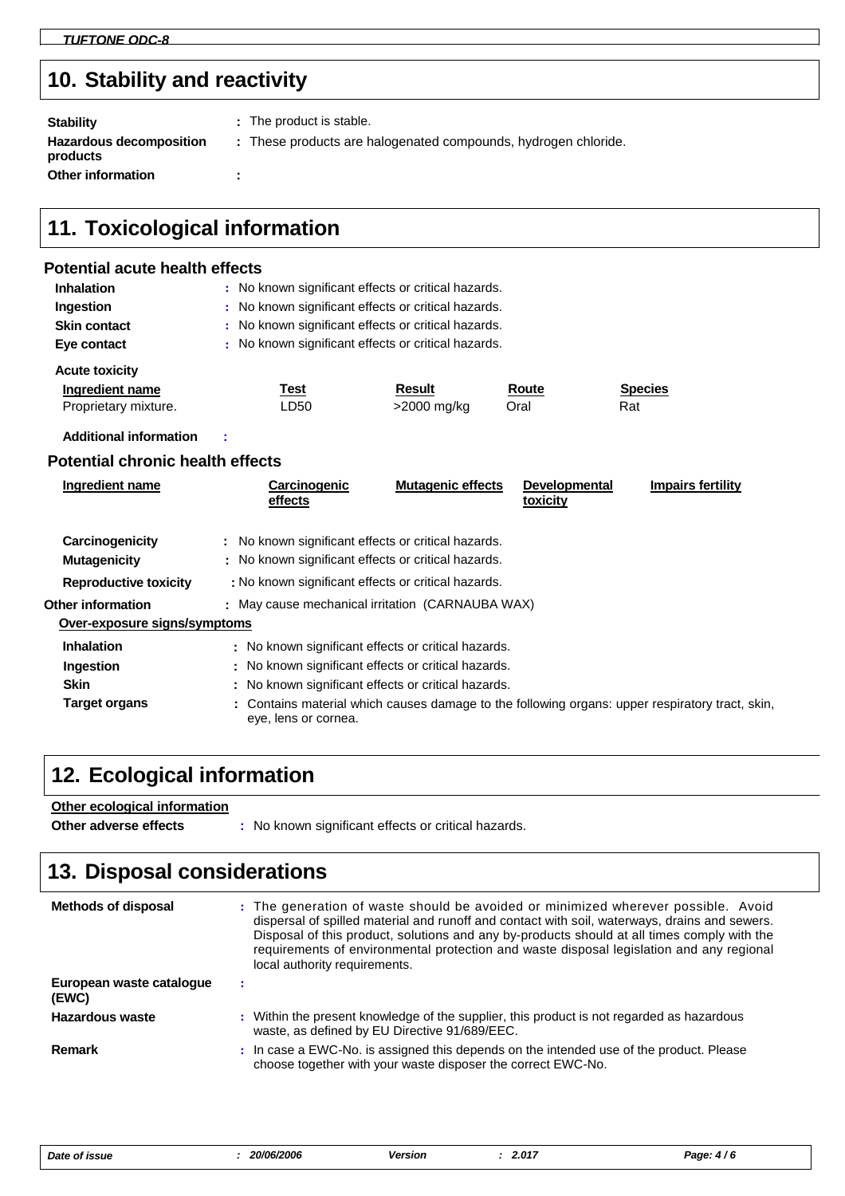## 10. Stability and reactivity

**Stability** : The product is stable.

**Hazardous decomposition products** : These products are halogenated compounds, hydrogen chloride.

**Other information** :

## 11. Toxicological information

### Potential acute health effects

**Inhalation** : No known significant effects or critical hazards.

**Ingestion** : No known significant effects or critical hazards.

**Skin contact** : No known significant effects or critical hazards.

**Eye contact** : No known significant effects or critical hazards.

**Acute toxicity**

| Ingredient name | Test | Result | Route | Species |
|---|---|---|---|---|
| Proprietary mixture. | LD50 | >2000 mg/kg | Oral | Rat |

**Additional information** :

### Potential chronic health effects

| Ingredient name | Carcinogenic effects | Mutagenic effects | Developmental toxicity | Impairs fertility |
|---|---|---|---|---|

**Carcinogenicity** : No known significant effects or critical hazards.

**Mutagenicity** : No known significant effects or critical hazards.

**Reproductive toxicity** : No known significant effects or critical hazards.

**Other information** : May cause mechanical irritation (CARNAUBA WAX)

**Over-exposure signs/symptoms**

**Inhalation** : No known significant effects or critical hazards.

**Ingestion** : No known significant effects or critical hazards.

**Skin** : No known significant effects or critical hazards.

**Target organs** : Contains material which causes damage to the following organs: upper respiratory tract, skin, eye, lens or cornea.

## 12. Ecological information

**Other ecological information**

**Other adverse effects** : No known significant effects or critical hazards.

## 13. Disposal considerations

**Methods of disposal** : The generation of waste should be avoided or minimized wherever possible. Avoid dispersal of spilled material and runoff and contact with soil, waterways, drains and sewers. Disposal of this product, solutions and any by-products should at all times comply with the requirements of environmental protection and waste disposal legislation and any regional local authority requirements.

**European waste catalogue (EWC)** :

**Hazardous waste** : Within the present knowledge of the supplier, this product is not regarded as hazardous waste, as defined by EU Directive 91/689/EEC.

**Remark** : In case a EWC-No. is assigned this depends on the intended use of the product. Please choose together with your waste disposer the correct EWC-No.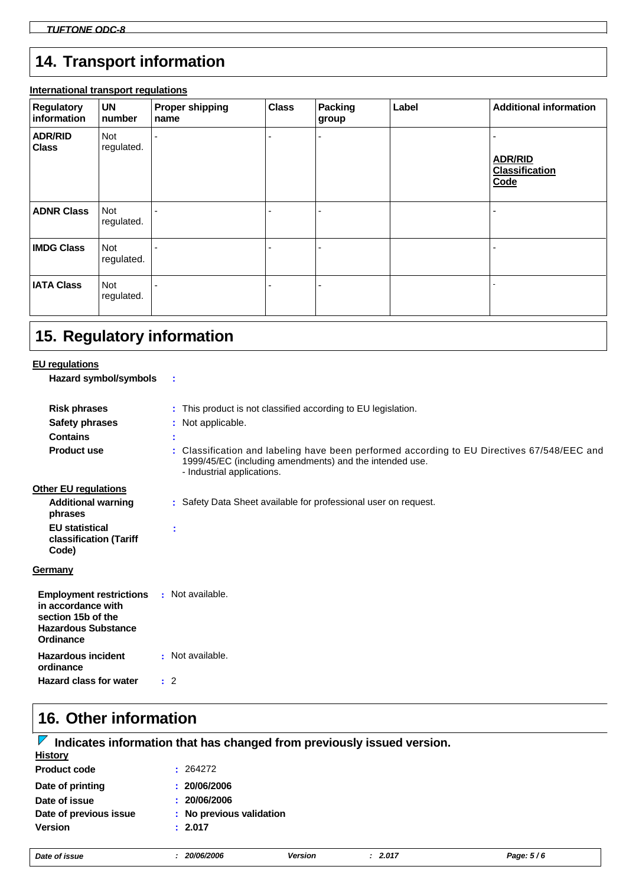## 14. Transport information

**International transport regulations**

| Regulatory information | UN number | Proper shipping name | Class | Packing group | Label | Additional information |
|---|---|---|---|---|---|---|
| **ADR/RID Class** | Not regulated. | - | - | - | | - **ADR/RID Classification Code** |
| **ADNR Class** | Not regulated. | - | - | - | | - |
| **IMDG Class** | Not regulated. | - | - | - | | - |
| **IATA Class** | Not regulated. | - | - | - | | - |

## 15. Regulatory information

**EU regulations**

**Hazard symbol/symbols** :

**Risk phrases** : This product is not classified according to EU legislation.

**Safety phrases** : Not applicable.

**Contains** :

**Product use** : Classification and labeling have been performed according to EU Directives 67/548/EEC and 1999/45/EC (including amendments) and the intended use.
- Industrial applications.

**Other EU regulations**

**Additional warning phrases** : Safety Data Sheet available for professional user on request.

**EU statistical classification (Tariff Code)** :

**Germany**

**Employment restrictions in accordance with section 15b of the Hazardous Substance Ordinance** : Not available.

**Hazardous incident ordinance** : Not available.

**Hazard class for water** : 2

## 16. Other information

**Indicates information that has changed from previously issued version.**

**History**

**Product code** : 264272

**Date of printing** : **20/06/2006**

**Date of issue** : **20/06/2006**

**Date of previous issue** : **No previous validation**

**Version** : **2.017**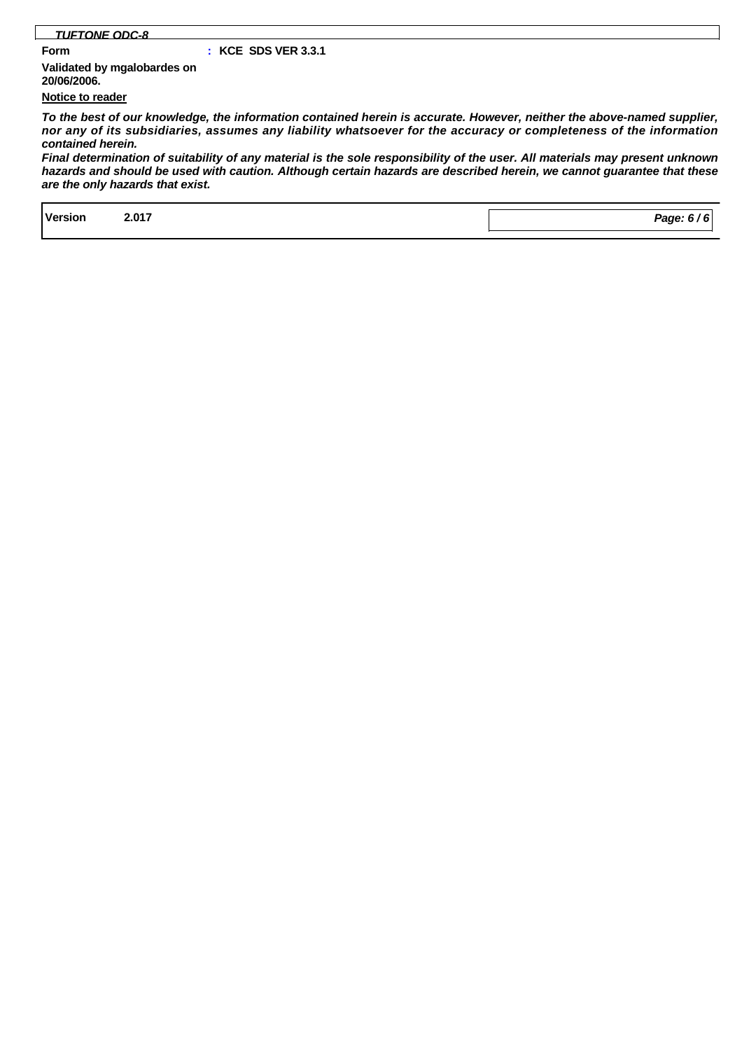**Form** : **KCE SDS VER 3.3.1**

**Validated by mgalobardes on 20/06/2006.**

**Notice to reader**

***To the best of our knowledge, the information contained herein is accurate. However, neither the above-named supplier, nor any of its subsidiaries, assumes any liability whatsoever for the accuracy or completeness of the information contained herein.***

***Final determination of suitability of any material is the sole responsibility of the user. All materials may present unknown hazards and should be used with caution. Although certain hazards are described herein, we cannot guarantee that these are the only hazards that exist.***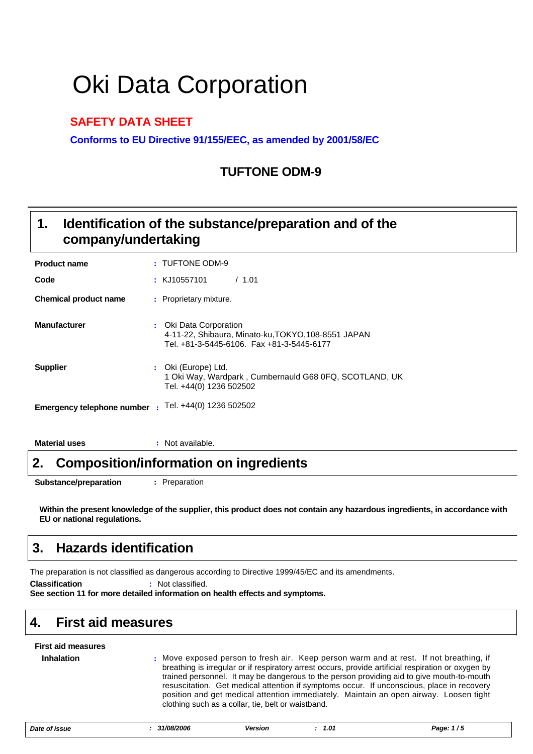# Oki Data Corporation

**SAFETY DATA SHEET**

**Conforms to EU Directive 91/155/EEC, as amended by 2001/58/EC**

## TUFTONE ODM-9

## 1. Identification of the substance/preparation and of the company/undertaking

| | | |
|---|---|---|
| **Product name** | : | TUFTONE ODM-9 |
| **Code** | : | KJ10557101 / 1.01 |
| **Chemical product name** | : | Proprietary mixture. |
| **Manufacturer** | : | Oki Data Corporation<br>4-11-22, Shibaura, Minato-ku,TOKYO,108-8551 JAPAN<br>Tel. +81-3-5445-6106. Fax +81-3-5445-6177 |
| **Supplier** | : | Oki (Europe) Ltd.<br>1 Oki Way, Wardpark , Cumbernauld G68 0FQ, SCOTLAND, UK<br>Tel. +44(0) 1236 502502 |
| **Emergency telephone number** | : | Tel. +44(0) 1236 502502 |
| **Material uses** | : | Not available. |

## 2. Composition/information on ingredients

**Substance/preparation** : Preparation

**Within the present knowledge of the supplier, this product does not contain any hazardous ingredients, in accordance with EU or national regulations.**

## 3. Hazards identification

The preparation is not classified as dangerous according to Directive 1999/45/EC and its amendments.

**Classification** : Not classified.

**See section 11 for more detailed information on health effects and symptoms.**

## 4. First aid measures

**First aid measures**

**Inhalation** : Move exposed person to fresh air. Keep person warm and at rest. If not breathing, if breathing is irregular or if respiratory arrest occurs, provide artificial respiration or oxygen by trained personnel. It may be dangerous to the person providing aid to give mouth-to-mouth resuscitation. Get medical attention if symptoms occur. If unconscious, place in recovery position and get medical attention immediately. Maintain an open airway. Loosen tight clothing such as a collar, tie, belt or waistband.

*Date of issue : 31/08/2006 Version : 1.01*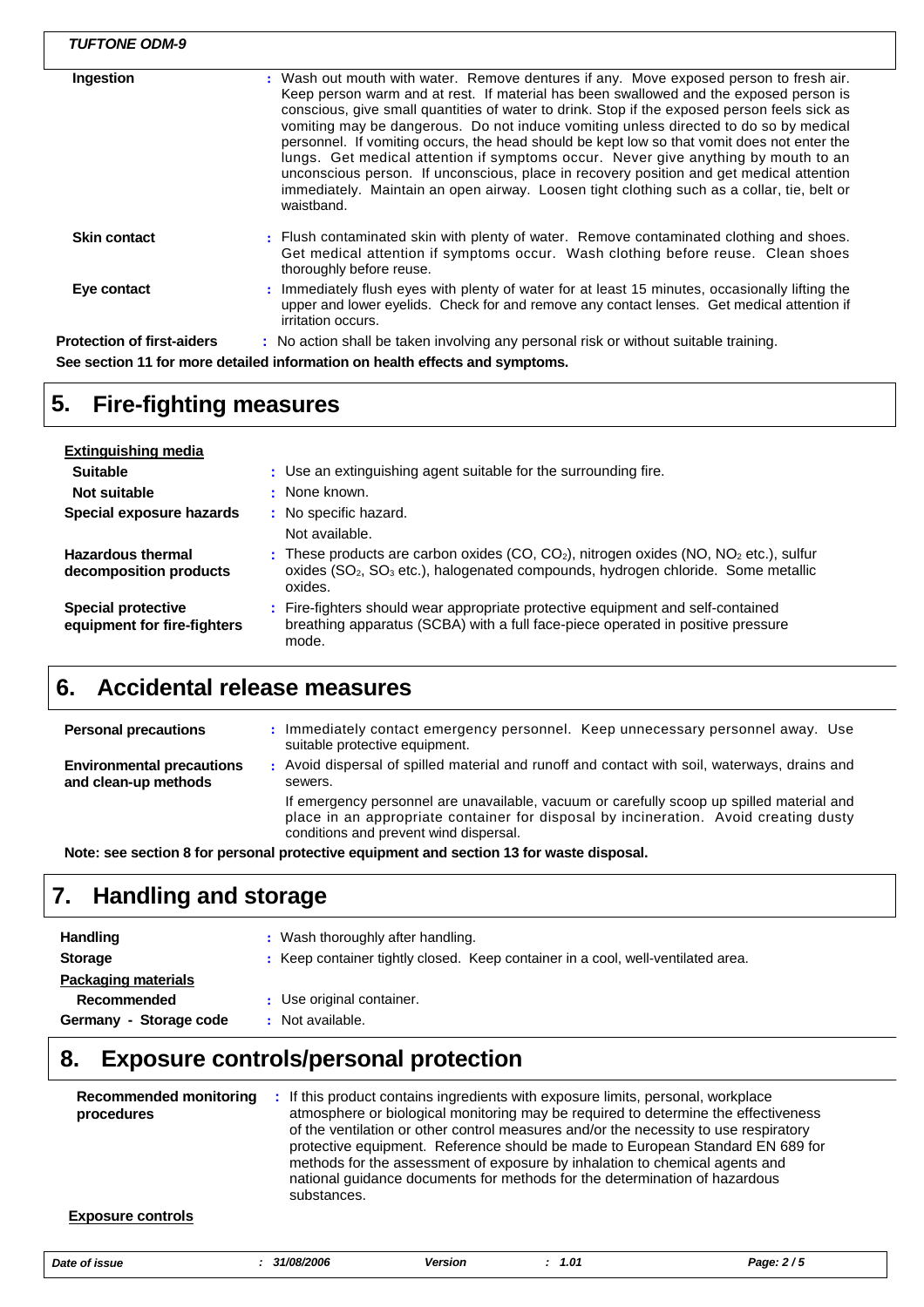| | |
|---|---|
| **Ingestion** | : Wash out mouth with water. Remove dentures if any. Move exposed person to fresh air. Keep person warm and at rest. If material has been swallowed and the exposed person is conscious, give small quantities of water to drink. Stop if the exposed person feels sick as vomiting may be dangerous. Do not induce vomiting unless directed to do so by medical personnel. If vomiting occurs, the head should be kept low so that vomit does not enter the lungs. Get medical attention if symptoms occur. Never give anything by mouth to an unconscious person. If unconscious, place in recovery position and get medical attention immediately. Maintain an open airway. Loosen tight clothing such as a collar, tie, belt or waistband. |
| **Skin contact** | : Flush contaminated skin with plenty of water. Remove contaminated clothing and shoes. Get medical attention if symptoms occur. Wash clothing before reuse. Clean shoes thoroughly before reuse. |
| **Eye contact** | : Immediately flush eyes with plenty of water for at least 15 minutes, occasionally lifting the upper and lower eyelids. Check for and remove any contact lenses. Get medical attention if irritation occurs. |
| **Protection of first-aiders** | : No action shall be taken involving any personal risk or without suitable training. |

**See section 11 for more detailed information on health effects and symptoms.**

## 5. Fire-fighting measures

**Extinguishing media**

| | |
|---|---|
| **Suitable** | : Use an extinguishing agent suitable for the surrounding fire. |
| **Not suitable** | : None known. |
| **Special exposure hazards** | : No specific hazard. Not available. |
| **Hazardous thermal decomposition products** | : These products are carbon oxides (CO, $CO_2$), nitrogen oxides (NO, $NO_2$ etc.), sulfur oxides ($SO_2$, $SO_3$ etc.), halogenated compounds, hydrogen chloride. Some metallic oxides. |
| **Special protective equipment for fire-fighters** | : Fire-fighters should wear appropriate protective equipment and self-contained breathing apparatus (SCBA) with a full face-piece operated in positive pressure mode. |

## 6. Accidental release measures

| | |
|---|---|
| **Personal precautions** | : Immediately contact emergency personnel. Keep unnecessary personnel away. Use suitable protective equipment. |
| **Environmental precautions and clean-up methods** | : Avoid dispersal of spilled material and runoff and contact with soil, waterways, drains and sewers. If emergency personnel are unavailable, vacuum or carefully scoop up spilled material and place in an appropriate container for disposal by incineration. Avoid creating dusty conditions and prevent wind dispersal. |

**Note: see section 8 for personal protective equipment and section 13 for waste disposal.**

## 7. Handling and storage

| | |
|---|---|
| **Handling** | : Wash thoroughly after handling. |
| **Storage** | : Keep container tightly closed. Keep container in a cool, well-ventilated area. |

**Packaging materials**

| | |
|---|---|
| **Recommended** | : Use original container. |
| **Germany - Storage code** | : Not available. |

## 8. Exposure controls/personal protection

| | |
|---|---|
| **Recommended monitoring procedures** | : If this product contains ingredients with exposure limits, personal, workplace atmosphere or biological monitoring may be required to determine the effectiveness of the ventilation or other control measures and/or the necessity to use respiratory protective equipment. Reference should be made to European Standard EN 689 for methods for the assessment of exposure by inhalation to chemical agents and national guidance documents for methods for the determination of hazardous substances. |

**Exposure controls**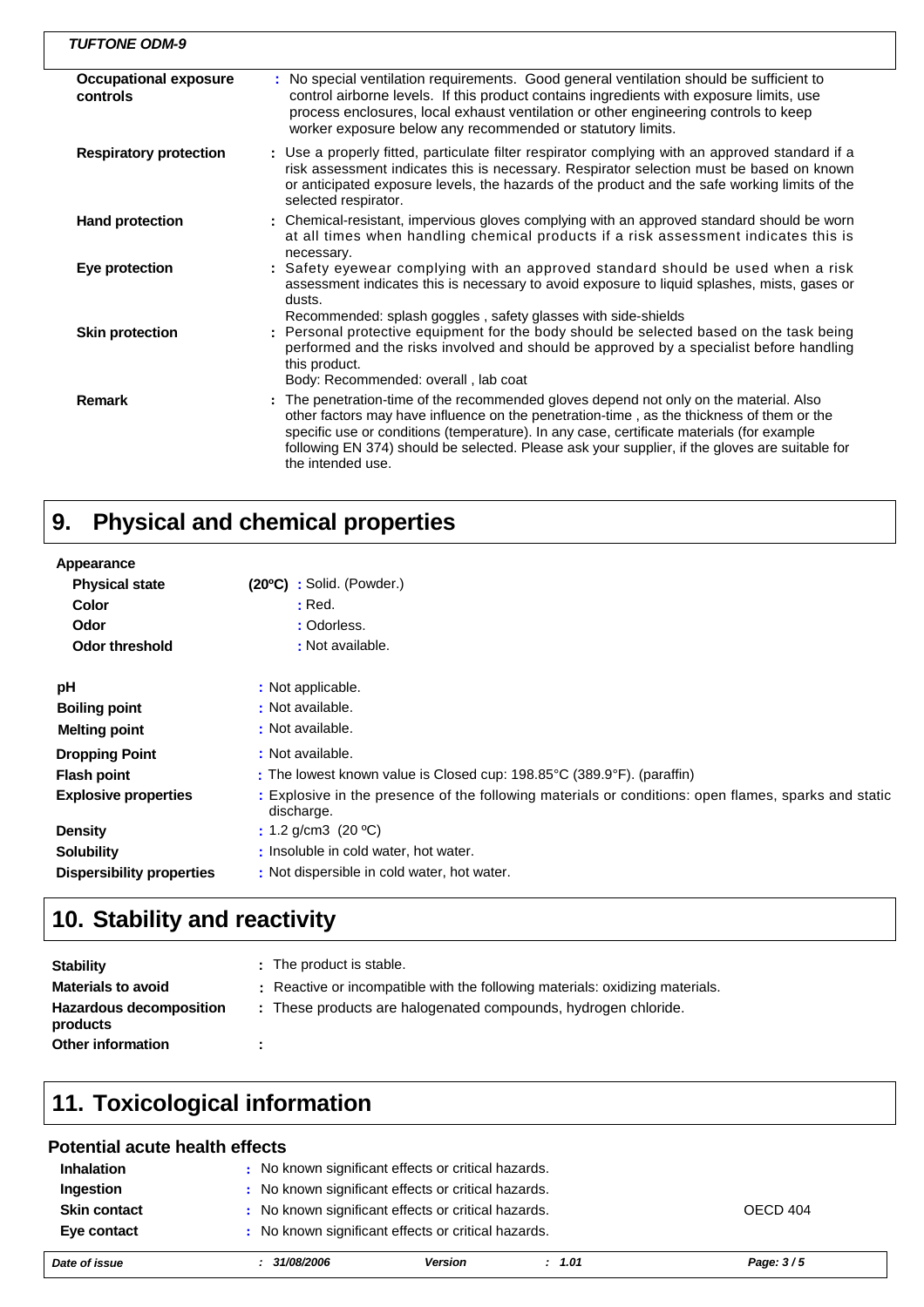| | |
|---|---|
| **Occupational exposure controls** | : No special ventilation requirements. Good general ventilation should be sufficient to control airborne levels. If this product contains ingredients with exposure limits, use process enclosures, local exhaust ventilation or other engineering controls to keep worker exposure below any recommended or statutory limits. |
| **Respiratory protection** | : Use a properly fitted, particulate filter respirator complying with an approved standard if a risk assessment indicates this is necessary. Respirator selection must be based on known or anticipated exposure levels, the hazards of the product and the safe working limits of the selected respirator. |
| **Hand protection** | : Chemical-resistant, impervious gloves complying with an approved standard should be worn at all times when handling chemical products if a risk assessment indicates this is necessary. |
| **Eye protection** | : Safety eyewear complying with an approved standard should be used when a risk assessment indicates this is necessary to avoid exposure to liquid splashes, mists, gases or dusts.<br>Recommended: splash goggles , safety glasses with side-shields |
| **Skin protection** | : Personal protective equipment for the body should be selected based on the task being performed and the risks involved and should be approved by a specialist before handling this product.<br>Body: Recommended: overall , lab coat |
| **Remark** | : The penetration-time of the recommended gloves depend not only on the material. Also other factors may have influence on the penetration-time , as the thickness of them or the specific use or conditions (temperature). In any case, certificate materials (for example following EN 374) should be selected. Please ask your supplier, if the gloves are suitable for the intended use. |

# 9. Physical and chemical properties

**Appearance**

| | |
|---|---|
| **Physical state** | **(20ºC)** : Solid. (Powder.) |
| **Color** | : Red. |
| **Odor** | : Odorless. |
| **Odor threshold** | : Not available. |
| **pH** | : Not applicable. |
| **Boiling point** | : Not available. |
| **Melting point** | : Not available. |
| **Dropping Point** | : Not available. |
| **Flash point** | : The lowest known value is Closed cup: 198.85°C (389.9°F). (paraffin) |
| **Explosive properties** | : Explosive in the presence of the following materials or conditions: open flames, sparks and static discharge. |
| **Density** | : 1.2 g/cm3 (20 ºC) |
| **Solubility** | : Insoluble in cold water, hot water. |
| **Dispersibility properties** | : Not dispersible in cold water, hot water. |

# 10. Stability and reactivity

| | |
|---|---|
| **Stability** | : The product is stable. |
| **Materials to avoid** | : Reactive or incompatible with the following materials: oxidizing materials. |
| **Hazardous decomposition products** | : These products are halogenated compounds, hydrogen chloride. |
| **Other information** | : |

# 11. Toxicological information

## Potential acute health effects

| | | |
|---|---|---|
| **Inhalation** | : No known significant effects or critical hazards. | |
| **Ingestion** | : No known significant effects or critical hazards. | |
| **Skin contact** | : No known significant effects or critical hazards. | OECD 404 |
| **Eye contact** | : No known significant effects or critical hazards. | |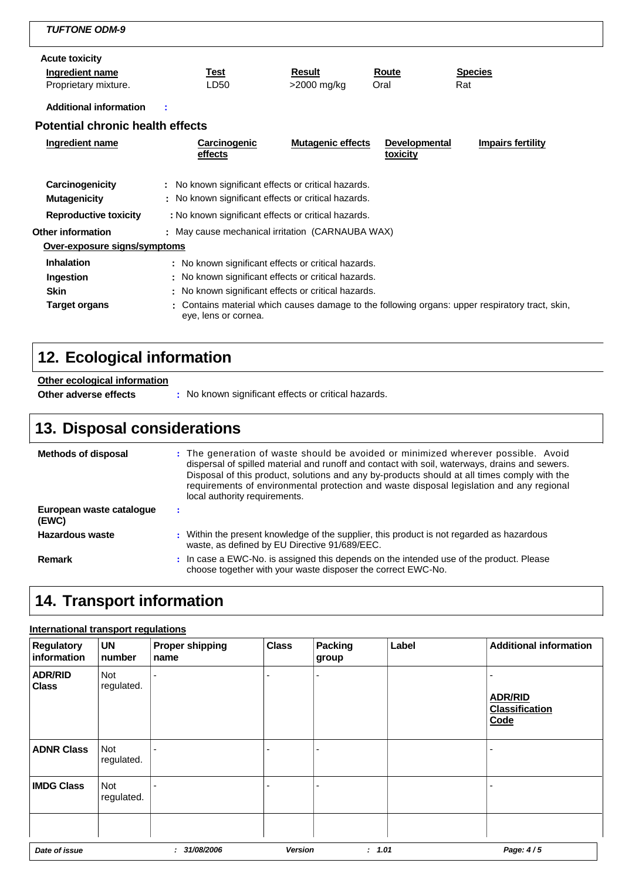**TUFTONE ODM-9**

**Acute toxicity**

| Ingredient name | Test | Result | Route | Species |
|---|---|---|---|---|
| Proprietary mixture. | LD50 | >2000 mg/kg | Oral | Rat |

**Additional information** :

### Potential chronic health effects

| Ingredient name | Carcinogenic effects | Mutagenic effects | Developmental toxicity | Impairs fertility |
|---|---|---|---|---|

**Carcinogenicity** : No known significant effects or critical hazards.

**Mutagenicity** : No known significant effects or critical hazards.

**Reproductive toxicity** : No known significant effects or critical hazards.

**Other information** : May cause mechanical irritation (CARNAUBA WAX)

**Over-exposure signs/symptoms**

**Inhalation** : No known significant effects or critical hazards.

**Ingestion** : No known significant effects or critical hazards.

**Skin** : No known significant effects or critical hazards.

**Target organs** : Contains material which causes damage to the following organs: upper respiratory tract, skin, eye, lens or cornea.

## 12. Ecological information

**Other ecological information**

**Other adverse effects** : No known significant effects or critical hazards.

## 13. Disposal considerations

**Methods of disposal** : The generation of waste should be avoided or minimized wherever possible. Avoid dispersal of spilled material and runoff and contact with soil, waterways, drains and sewers. Disposal of this product, solutions and any by-products should at all times comply with the requirements of environmental protection and waste disposal legislation and any regional local authority requirements.

**European waste catalogue (EWC)** :

**Hazardous waste** : Within the present knowledge of the supplier, this product is not regarded as hazardous waste, as defined by EU Directive 91/689/EEC.

**Remark** : In case a EWC-No. is assigned this depends on the intended use of the product. Please choose together with your waste disposer the correct EWC-No.

## 14. Transport information

**International transport regulations**

| Regulatory information | UN number | Proper shipping name | Class | Packing group | Label | Additional information |
|---|---|---|---|---|---|---|
| **ADR/RID Class** | Not regulated. | - | - | - | | - **ADR/RID Classification Code** |
| **ADNR Class** | Not regulated. | - | - | - | | - |
| **IMDG Class** | Not regulated. | - | - | - | | - |
| | | | | | | |

*Date of issue* : 31/08/2006 *Version* : 1.01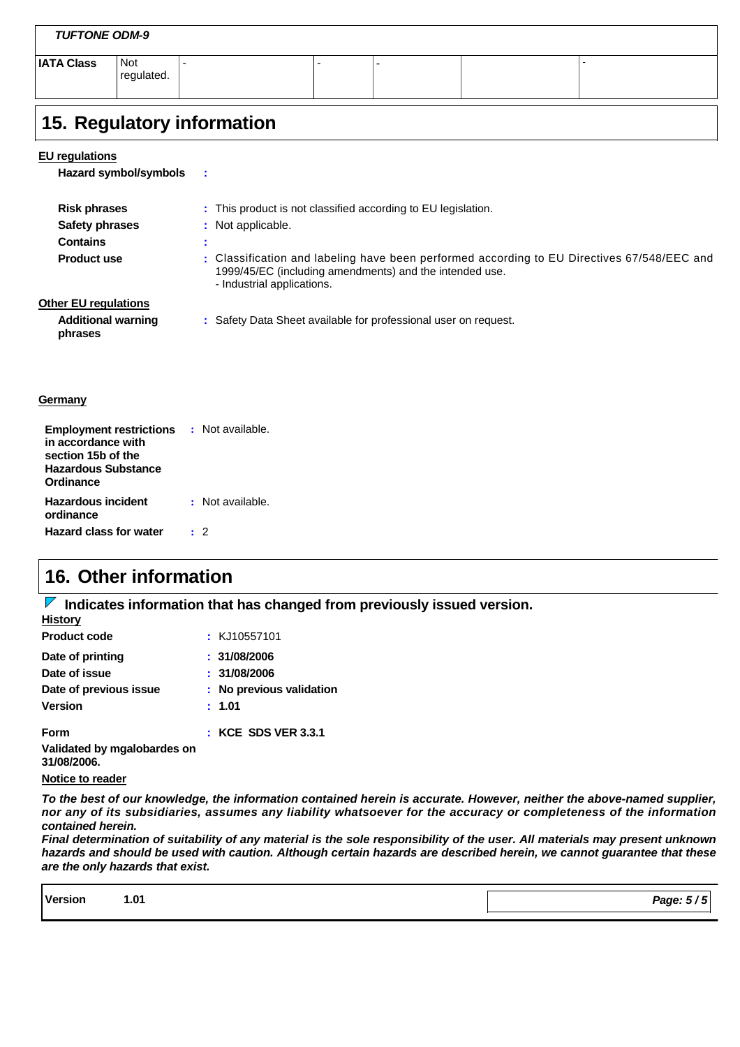| | | | | | | |
|---|---|---|---|---|---|---|
| **IATA Class** | Not regulated. | - | - | - | | - |

# 15. Regulatory information

**EU regulations**

**Hazard symbol/symbols** :

**Risk phrases** : This product is not classified according to EU legislation.

**Safety phrases** : Not applicable.

**Contains** :

**Product use** : Classification and labeling have been performed according to EU Directives 67/548/EEC and 1999/45/EC (including amendments) and the intended use.
- Industrial applications.

**Other EU regulations**

**Additional warning phrases** : Safety Data Sheet available for professional user on request.

**Germany**

**Employment restrictions in accordance with section 15b of the Hazardous Substance Ordinance** : Not available.

**Hazardous incident ordinance** : Not available.

**Hazard class for water** : 2

# 16. Other information

**Indicates information that has changed from previously issued version.**

**History**

**Product code** : KJ10557101

**Date of printing** : **31/08/2006**

**Date of issue** : **31/08/2006**

**Date of previous issue** : **No previous validation**

**Version** : **1.01**

**Form** : **KCE SDS VER 3.3.1**

**Validated by mgalobardes on 31/08/2006.**

**Notice to reader**

***To the best of our knowledge, the information contained herein is accurate. However, neither the above-named supplier, nor any of its subsidiaries, assumes any liability whatsoever for the accuracy or completeness of the information contained herein.***

***Final determination of suitability of any material is the sole responsibility of the user. All materials may present unknown hazards and should be used with caution. Although certain hazards are described herein, we cannot guarantee that these are the only hazards that exist.***